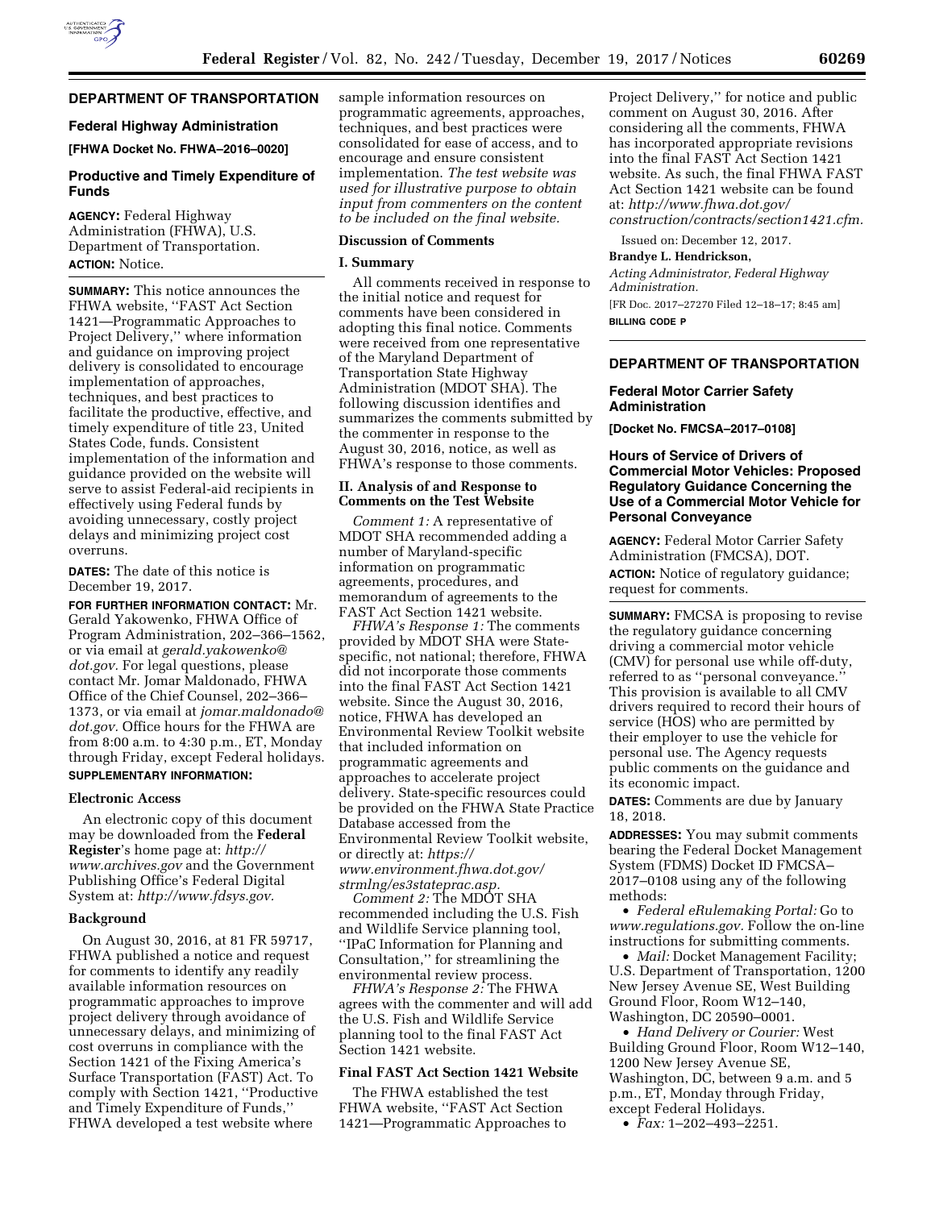## DEPARTMENT OF TRANSPORTATION

### Federal Highway Administration

**[FHWA Docket No. FHWA–2016–0020]**

### Productive and Timely Expenditure of Funds

**AGENCY:** Federal Highway Administration (FHWA), U.S. Department of Transportation.

**ACTION:** Notice.

**SUMMARY:** This notice announces the FHWA website, ''FAST Act Section 1421—Programmatic Approaches to Project Delivery,'' where information and guidance on improving project delivery is consolidated to encourage implementation of approaches, techniques, and best practices to facilitate the productive, effective, and timely expenditure of title 23, United States Code, funds. Consistent implementation of the information and guidance provided on the website will serve to assist Federal-aid recipients in effectively using Federal funds by avoiding unnecessary, costly project delays and minimizing project cost overruns.

**DATES:** The date of this notice is December 19, 2017.

**FOR FURTHER INFORMATION CONTACT:** Mr. Gerald Yakowenko, FHWA Office of Program Administration, 202–366–1562, or via email at *gerald.yakowenko@dot.gov.* For legal questions, please contact Mr. Jomar Maldonado, FHWA Office of the Chief Counsel, 202–366–1373, or via email at *jomar.maldonado@dot.gov.* Office hours for the FHWA are from 8:00 a.m. to 4:30 p.m., ET, Monday through Friday, except Federal holidays.

**SUPPLEMENTARY INFORMATION:**

#### Electronic Access

An electronic copy of this document may be downloaded from the **Federal Register**'s home page at: *http://www.archives.gov* and the Government Publishing Office's Federal Digital System at: *http://www.fdsys.gov.*

#### Background

On August 30, 2016, at 81 FR 59717, FHWA published a notice and request for comments to identify any readily available information resources on programmatic approaches to improve project delivery through avoidance of unnecessary delays, and minimizing of cost overruns in compliance with the Section 1421 of the Fixing America's Surface Transportation (FAST) Act. To comply with Section 1421, ''Productive and Timely Expenditure of Funds,'' FHWA developed a test website where sample information resources on programmatic agreements, approaches, techniques, and best practices were consolidated for ease of access, and to encourage and ensure consistent implementation. *The test website was used for illustrative purpose to obtain input from commenters on the content to be included on the final website.*

#### Discussion of Comments

#### I. Summary

All comments received in response to the initial notice and request for comments have been considered in adopting this final notice. Comments were received from one representative of the Maryland Department of Transportation State Highway Administration (MDOT SHA). The following discussion identifies and summarizes the comments submitted by the commenter in response to the August 30, 2016, notice, as well as FHWA's response to those comments.

#### II. Analysis of and Response to Comments on the Test Website

*Comment 1:* A representative of MDOT SHA recommended adding a number of Maryland-specific information on programmatic agreements, procedures, and memorandum of agreements to the FAST Act Section 1421 website.

*FHWA's Response 1:* The comments provided by MDOT SHA were State-specific, not national; therefore, FHWA did not incorporate those comments into the final FAST Act Section 1421 website. Since the August 30, 2016, notice, FHWA has developed an Environmental Review Toolkit website that included information on programmatic agreements and approaches to accelerate project delivery. State-specific resources could be provided on the FHWA State Practice Database accessed from the Environmental Review Toolkit website, or directly at: *https://www.environment.fhwa.dot.gov/strmlng/es3stateprac.asp.*

*Comment 2:* The MDOT SHA recommended including the U.S. Fish and Wildlife Service planning tool, ''IPaC Information for Planning and Consultation,'' for streamlining the environmental review process.

*FHWA's Response 2:* The FHWA agrees with the commenter and will add the U.S. Fish and Wildlife Service planning tool to the final FAST Act Section 1421 website.

#### Final FAST Act Section 1421 Website

The FHWA established the test FHWA website, ''FAST Act Section 1421—Programmatic Approaches to Project Delivery,'' for notice and public comment on August 30, 2016. After considering all the comments, FHWA has incorporated appropriate revisions into the final FAST Act Section 1421 website. As such, the final FHWA FAST Act Section 1421 website can be found at: *http://www.fhwa.dot.gov/construction/contracts/section1421.cfm.*

Issued on: December 12, 2017.

**Brandye L. Hendrickson,**

*Acting Administrator, Federal Highway Administration.*

[FR Doc. 2017–27270 Filed 12–18–17; 8:45 am]

**BILLING CODE P**

## DEPARTMENT OF TRANSPORTATION

### Federal Motor Carrier Safety Administration

**[Docket No. FMCSA–2017–0108]**

### Hours of Service of Drivers of Commercial Motor Vehicles: Proposed Regulatory Guidance Concerning the Use of a Commercial Motor Vehicle for Personal Conveyance

**AGENCY:** Federal Motor Carrier Safety Administration (FMCSA), DOT.

**ACTION:** Notice of regulatory guidance; request for comments.

**SUMMARY:** FMCSA is proposing to revise the regulatory guidance concerning driving a commercial motor vehicle (CMV) for personal use while off-duty, referred to as ''personal conveyance.'' This provision is available to all CMV drivers required to record their hours of service (HOS) who are permitted by their employer to use the vehicle for personal use. The Agency requests public comments on the guidance and its economic impact.

**DATES:** Comments are due by January 18, 2018.

**ADDRESSES:** You may submit comments bearing the Federal Docket Management System (FDMS) Docket ID FMCSA–2017–0108 using any of the following methods:

- *Federal eRulemaking Portal:* Go to *www.regulations.gov.* Follow the on-line instructions for submitting comments.
- *Mail:* Docket Management Facility; U.S. Department of Transportation, 1200 New Jersey Avenue SE, West Building Ground Floor, Room W12–140, Washington, DC 20590–0001.
- *Hand Delivery or Courier:* West Building Ground Floor, Room W12–140, 1200 New Jersey Avenue SE, Washington, DC, between 9 a.m. and 5 p.m., ET, Monday through Friday, except Federal Holidays.
- *Fax:* 1–202–493–2251.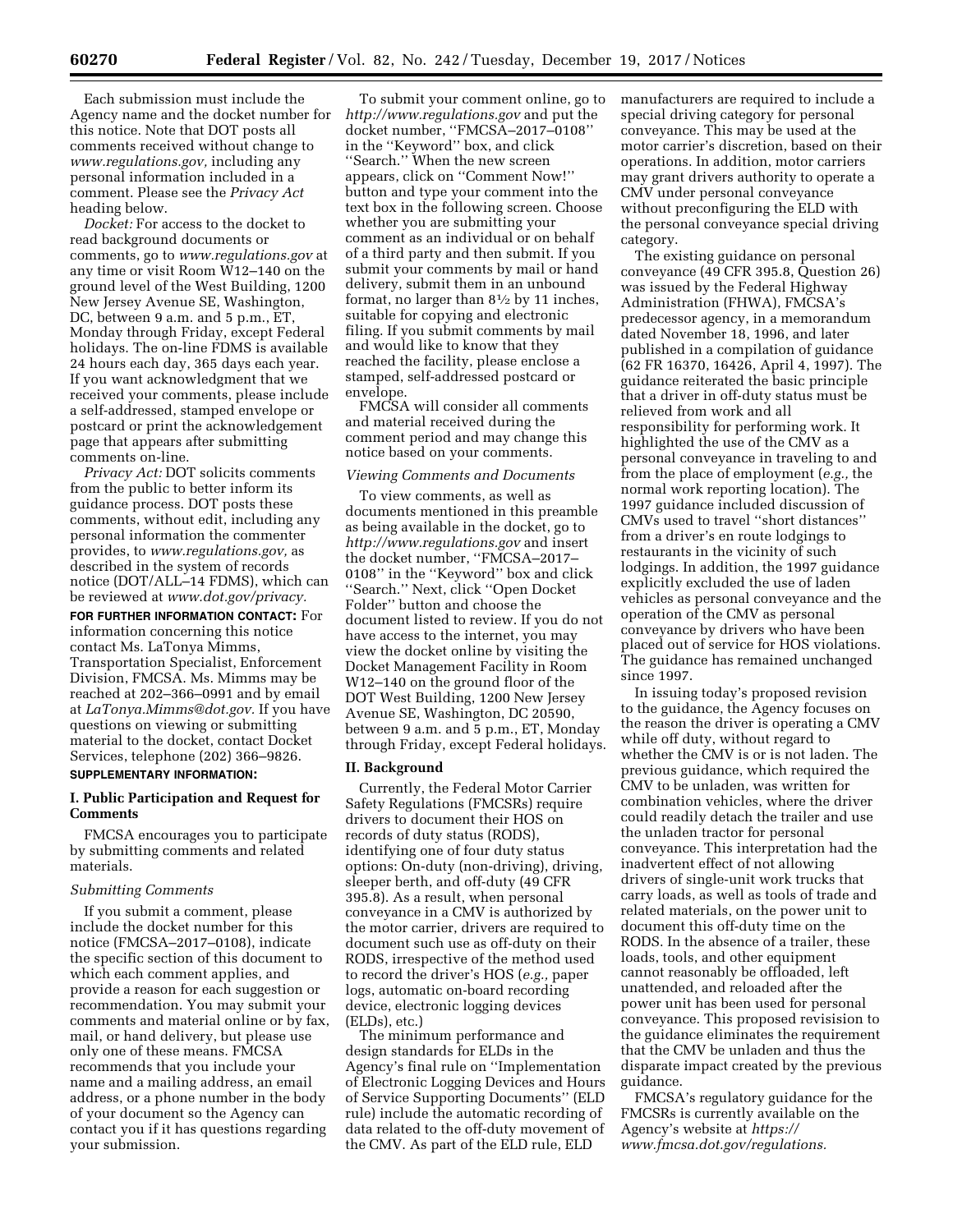Each submission must include the Agency name and the docket number for this notice. Note that DOT posts all comments received without change to *www.regulations.gov,* including any personal information included in a comment. Please see the *Privacy Act* heading below.

*Docket:* For access to the docket to read background documents or comments, go to *www.regulations.gov* at any time or visit Room W12–140 on the ground level of the West Building, 1200 New Jersey Avenue SE, Washington, DC, between 9 a.m. and 5 p.m., ET, Monday through Friday, except Federal holidays. The on-line FDMS is available 24 hours each day, 365 days each year. If you want acknowledgment that we received your comments, please include a self-addressed, stamped envelope or postcard or print the acknowledgement page that appears after submitting comments on-line.

*Privacy Act:* DOT solicits comments from the public to better inform its guidance process. DOT posts these comments, without edit, including any personal information the commenter provides, to *www.regulations.gov,* as described in the system of records notice (DOT/ALL–14 FDMS), which can be reviewed at *www.dot.gov/privacy.*

**FOR FURTHER INFORMATION CONTACT:** For information concerning this notice contact Ms. LaTonya Mimms, Transportation Specialist, Enforcement Division, FMCSA. Ms. Mimms may be reached at 202–366–0991 and by email at *LaTonya.Mimms@dot.gov.* If you have questions on viewing or submitting material to the docket, contact Docket Services, telephone (202) 366–9826.

**SUPPLEMENTARY INFORMATION:**

## I. Public Participation and Request for Comments

FMCSA encourages you to participate by submitting comments and related materials.

### *Submitting Comments*

If you submit a comment, please include the docket number for this notice (FMCSA–2017–0108), indicate the specific section of this document to which each comment applies, and provide a reason for each suggestion or recommendation. You may submit your comments and material online or by fax, mail, or hand delivery, but please use only one of these means. FMCSA recommends that you include your name and a mailing address, an email address, or a phone number in the body of your document so the Agency can contact you if it has questions regarding your submission.

To submit your comment online, go to *http://www.regulations.gov* and put the docket number, ''FMCSA–2017–0108'' in the ''Keyword'' box, and click ''Search.'' When the new screen appears, click on ''Comment Now!'' button and type your comment into the text box in the following screen. Choose whether you are submitting your comment as an individual or on behalf of a third party and then submit. If you submit your comments by mail or hand delivery, submit them in an unbound format, no larger than 8½ by 11 inches, suitable for copying and electronic filing. If you submit comments by mail and would like to know that they reached the facility, please enclose a stamped, self-addressed postcard or envelope.

FMCSA will consider all comments and material received during the comment period and may change this notice based on your comments.

### *Viewing Comments and Documents*

To view comments, as well as documents mentioned in this preamble as being available in the docket, go to *http://www.regulations.gov* and insert the docket number, ''FMCSA–2017–0108'' in the ''Keyword'' box and click ''Search.'' Next, click ''Open Docket Folder'' button and choose the document listed to review. If you do not have access to the internet, you may view the docket online by visiting the Docket Management Facility in Room W12–140 on the ground floor of the DOT West Building, 1200 New Jersey Avenue SE, Washington, DC 20590, between 9 a.m. and 5 p.m., ET, Monday through Friday, except Federal holidays.

## II. Background

Currently, the Federal Motor Carrier Safety Regulations (FMCSRs) require drivers to document their HOS on records of duty status (RODS), identifying one of four duty status options: On-duty (non-driving), driving, sleeper berth, and off-duty (49 CFR 395.8). As a result, when personal conveyance in a CMV is authorized by the motor carrier, drivers are required to document such use as off-duty on their RODS, irrespective of the method used to record the driver's HOS (*e.g.,* paper logs, automatic on-board recording device, electronic logging devices (ELDs), etc.)

The minimum performance and design standards for ELDs in the Agency's final rule on ''Implementation of Electronic Logging Devices and Hours of Service Supporting Documents'' (ELD rule) include the automatic recording of data related to the off-duty movement of the CMV. As part of the ELD rule, ELD manufacturers are required to include a special driving category for personal conveyance. This may be used at the motor carrier's discretion, based on their operations. In addition, motor carriers may grant drivers authority to operate a CMV under personal conveyance without preconfiguring the ELD with the personal conveyance special driving category.

The existing guidance on personal conveyance (49 CFR 395.8, Question 26) was issued by the Federal Highway Administration (FHWA), FMCSA's predecessor agency, in a memorandum dated November 18, 1996, and later published in a compilation of guidance (62 FR 16370, 16426, April 4, 1997). The guidance reiterated the basic principle that a driver in off-duty status must be relieved from work and all responsibility for performing work. It highlighted the use of the CMV as a personal conveyance in traveling to and from the place of employment (*e.g.,* the normal work reporting location). The 1997 guidance included discussion of CMVs used to travel ''short distances'' from a driver's en route lodgings to restaurants in the vicinity of such lodgings. In addition, the 1997 guidance explicitly excluded the use of laden vehicles as personal conveyance and the operation of the CMV as personal conveyance by drivers who have been placed out of service for HOS violations. The guidance has remained unchanged since 1997.

In issuing today's proposed revision to the guidance, the Agency focuses on the reason the driver is operating a CMV while off duty, without regard to whether the CMV is or is not laden. The previous guidance, which required the CMV to be unladen, was written for combination vehicles, where the driver could readily detach the trailer and use the unladen tractor for personal conveyance. This interpretation had the inadvertent effect of not allowing drivers of single-unit work trucks that carry loads, as well as tools of trade and related materials, on the power unit to document this off-duty time on the RODS. In the absence of a trailer, these loads, tools, and other equipment cannot reasonably be offloaded, left unattended, and reloaded after the power unit has been used for personal conveyance. This proposed revisision to the guidance eliminates the requirement that the CMV be unladen and thus the disparate impact created by the previous guidance.

FMCSA's regulatory guidance for the FMCSRs is currently available on the Agency's website at *https://www.fmcsa.dot.gov/regulations.*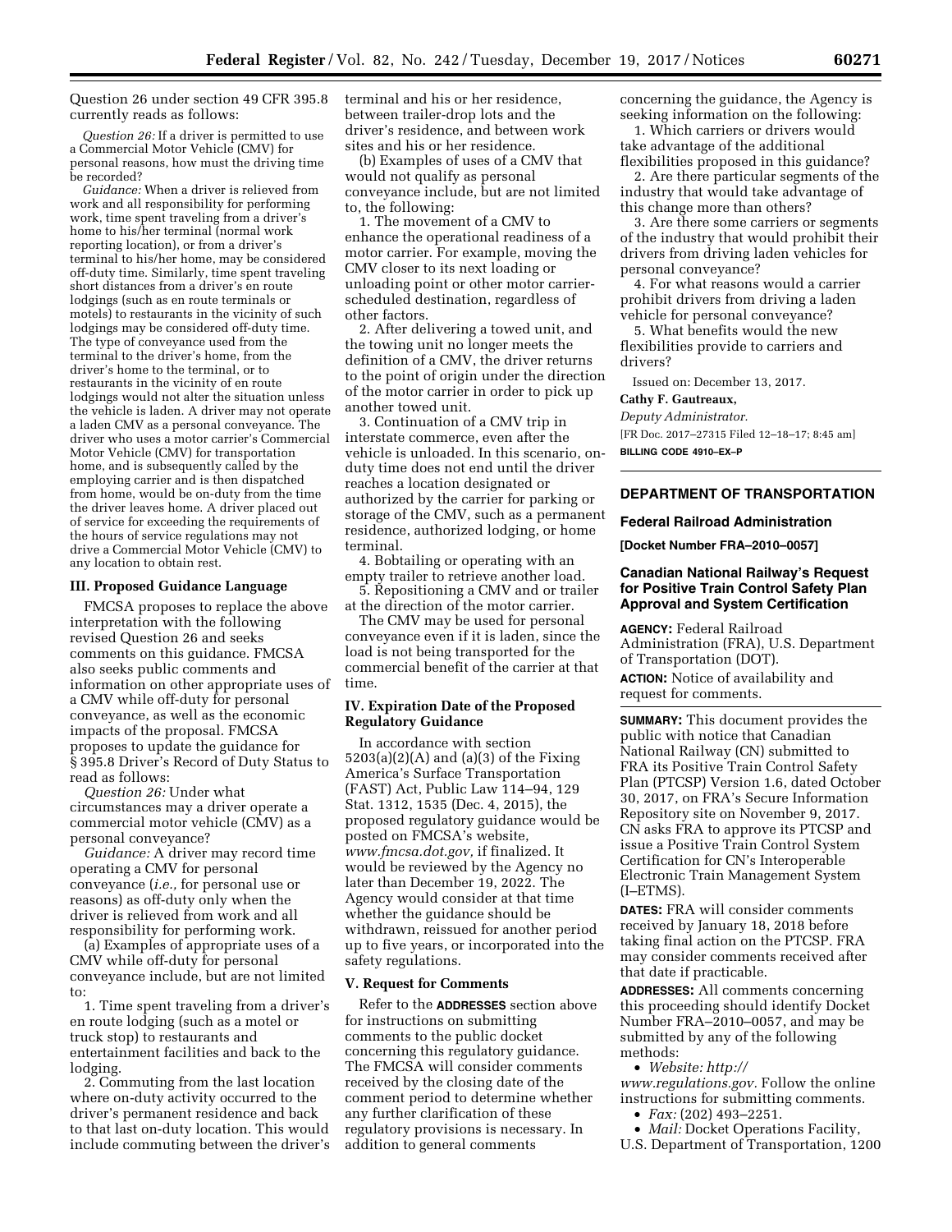Question 26 under section 49 CFR 395.8 currently reads as follows:

*Question 26:* If a driver is permitted to use a Commercial Motor Vehicle (CMV) for personal reasons, how must the driving time be recorded?

*Guidance:* When a driver is relieved from work and all responsibility for performing work, time spent traveling from a driver's home to his/her terminal (normal work reporting location), or from a driver's terminal to his/her home, may be considered off-duty time. Similarly, time spent traveling short distances from a driver's en route lodgings (such as en route terminals or motels) to restaurants in the vicinity of such lodgings may be considered off-duty time. The type of conveyance used from the terminal to the driver's home, from the driver's home to the terminal, or to restaurants in the vicinity of en route lodgings would not alter the situation unless the vehicle is laden. A driver may not operate a laden CMV as a personal conveyance. The driver who uses a motor carrier's Commercial Motor Vehicle (CMV) for transportation home, and is subsequently called by the employing carrier and is then dispatched from home, would be on-duty from the time the driver leaves home. A driver placed out of service for exceeding the requirements of the hours of service regulations may not drive a Commercial Motor Vehicle (CMV) to any location to obtain rest.

### III. Proposed Guidance Language

FMCSA proposes to replace the above interpretation with the following revised Question 26 and seeks comments on this guidance. FMCSA also seeks public comments and information on other appropriate uses of a CMV while off-duty for personal conveyance, as well as the economic impacts of the proposal. FMCSA proposes to update the guidance for § 395.8 Driver's Record of Duty Status to read as follows:

*Question 26:* Under what circumstances may a driver operate a commercial motor vehicle (CMV) as a personal conveyance?

*Guidance:* A driver may record time operating a CMV for personal conveyance (*i.e.,* for personal use or reasons) as off-duty only when the driver is relieved from work and all responsibility for performing work.

(a) Examples of appropriate uses of a CMV while off-duty for personal conveyance include, but are not limited to:

1. Time spent traveling from a driver's en route lodging (such as a motel or truck stop) to restaurants and entertainment facilities and back to the lodging.

2. Commuting from the last location where on-duty activity occurred to the driver's permanent residence and back to that last on-duty location. This would include commuting between the driver's terminal and his or her residence, between trailer-drop lots and the driver's residence, and between work sites and his or her residence.

(b) Examples of uses of a CMV that would not qualify as personal conveyance include, but are not limited to, the following:

1. The movement of a CMV to enhance the operational readiness of a motor carrier. For example, moving the CMV closer to its next loading or unloading point or other motor carrier-scheduled destination, regardless of other factors.

2. After delivering a towed unit, and the towing unit no longer meets the definition of a CMV, the driver returns to the point of origin under the direction of the motor carrier in order to pick up another towed unit.

3. Continuation of a CMV trip in interstate commerce, even after the vehicle is unloaded. In this scenario, on-duty time does not end until the driver reaches a location designated or authorized by the carrier for parking or storage of the CMV, such as a permanent residence, authorized lodging, or home terminal.

4. Bobtailing or operating with an empty trailer to retrieve another load.

5. Repositioning a CMV and or trailer at the direction of the motor carrier.

The CMV may be used for personal conveyance even if it is laden, since the load is not being transported for the commercial benefit of the carrier at that time.

### IV. Expiration Date of the Proposed Regulatory Guidance

In accordance with section 5203(a)(2)(A) and (a)(3) of the Fixing America's Surface Transportation (FAST) Act, Public Law 114–94, 129 Stat. 1312, 1535 (Dec. 4, 2015), the proposed regulatory guidance would be posted on FMCSA's website, *www.fmcsa.dot.gov,* if finalized. It would be reviewed by the Agency no later than December 19, 2022. The Agency would consider at that time whether the guidance should be withdrawn, reissued for another period up to five years, or incorporated into the safety regulations.

### V. Request for Comments

Refer to the **ADDRESSES** section above for instructions on submitting comments to the public docket concerning this regulatory guidance. The FMCSA will consider comments received by the closing date of the comment period to determine whether any further clarification of these regulatory provisions is necessary. In addition to general comments concerning the guidance, the Agency is seeking information on the following:

1. Which carriers or drivers would take advantage of the additional flexibilities proposed in this guidance?

2. Are there particular segments of the industry that would take advantage of this change more than others?

3. Are there some carriers or segments of the industry that would prohibit their drivers from driving laden vehicles for personal conveyance?

4. For what reasons would a carrier prohibit drivers from driving a laden vehicle for personal conveyance?

5. What benefits would the new flexibilities provide to carriers and drivers?

Issued on: December 13, 2017.

**Cathy F. Gautreaux,**

*Deputy Administrator.*

[FR Doc. 2017–27315 Filed 12–18–17; 8:45 am]

**BILLING CODE 4910–EX–P**

---

## DEPARTMENT OF TRANSPORTATION

### Federal Railroad Administration

**[Docket Number FRA–2010–0057]**

### Canadian National Railway's Request for Positive Train Control Safety Plan Approval and System Certification

**AGENCY:** Federal Railroad Administration (FRA), U.S. Department of Transportation (DOT).

**ACTION:** Notice of availability and request for comments.

**SUMMARY:** This document provides the public with notice that Canadian National Railway (CN) submitted to FRA its Positive Train Control Safety Plan (PTCSP) Version 1.6, dated October 30, 2017, on FRA's Secure Information Repository site on November 9, 2017. CN asks FRA to approve its PTCSP and issue a Positive Train Control System Certification for CN's Interoperable Electronic Train Management System (I–ETMS).

**DATES:** FRA will consider comments received by January 18, 2018 before taking final action on the PTCSP. FRA may consider comments received after that date if practicable.

**ADDRESSES:** All comments concerning this proceeding should identify Docket Number FRA–2010–0057, and may be submitted by any of the following methods:

- *Website: http://www.regulations.gov.* Follow the online instructions for submitting comments.
- *Fax:* (202) 493–2251.
- *Mail:* Docket Operations Facility, U.S. Department of Transportation, 1200